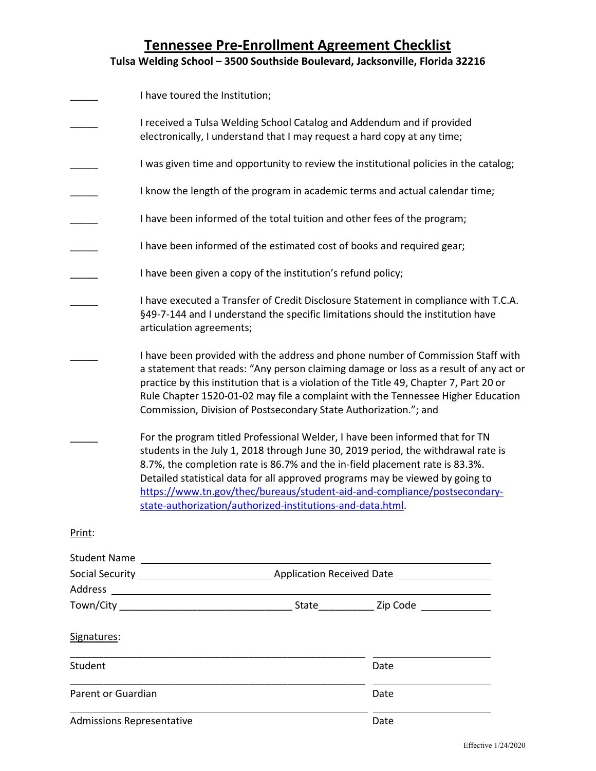# Tennessee Pre-Enrollment Agreement Checklist

**Tulsa Welding School – 3500 Southside Boulevard, Jacksonville, Florida 32216**

_____ I have toured the Institution;

_____ I received a Tulsa Welding School Catalog and Addendum and if provided electronically, I understand that I may request a hard copy at any time;

_____ I was given time and opportunity to review the institutional policies in the catalog;

_____ I know the length of the program in academic terms and actual calendar time;

_____ I have been informed of the total tuition and other fees of the program;

_____ I have been informed of the estimated cost of books and required gear;

_____ I have been given a copy of the institution's refund policy;

_____ I have executed a Transfer of Credit Disclosure Statement in compliance with T.C.A. §49-7-144 and I understand the specific limitations should the institution have articulation agreements;

_____ I have been provided with the address and phone number of Commission Staff with a statement that reads: "Any person claiming damage or loss as a result of any act or practice by this institution that is a violation of the Title 49, Chapter 7, Part 20 or Rule Chapter 1520-01-02 may file a complaint with the Tennessee Higher Education Commission, Division of Postsecondary State Authorization."; and

_____ For the program titled Professional Welder, I have been informed that for TN students in the July 1, 2018 through June 30, 2019 period, the withdrawal rate is 8.7%, the completion rate is 86.7% and the in-field placement rate is 83.3%. Detailed statistical data for all approved programs may be viewed by going to https://www.tn.gov/thec/bureaus/student-aid-and-compliance/postsecondary-state-authorization/authorized-institutions-and-data.html.

Print:

Student Name ______________________________________________

Social Security ____________________ Application Received Date ______________

Address ______________________________________________

Town/City ______________________________ State__________ Zip Code ____________

Signatures:

______________________________________________ ____________________

Student Date

______________________________________________ ____________________

Parent or Guardian Date

______________________________________________ ____________________

Admissions Representative Date

Effective 1/24/2020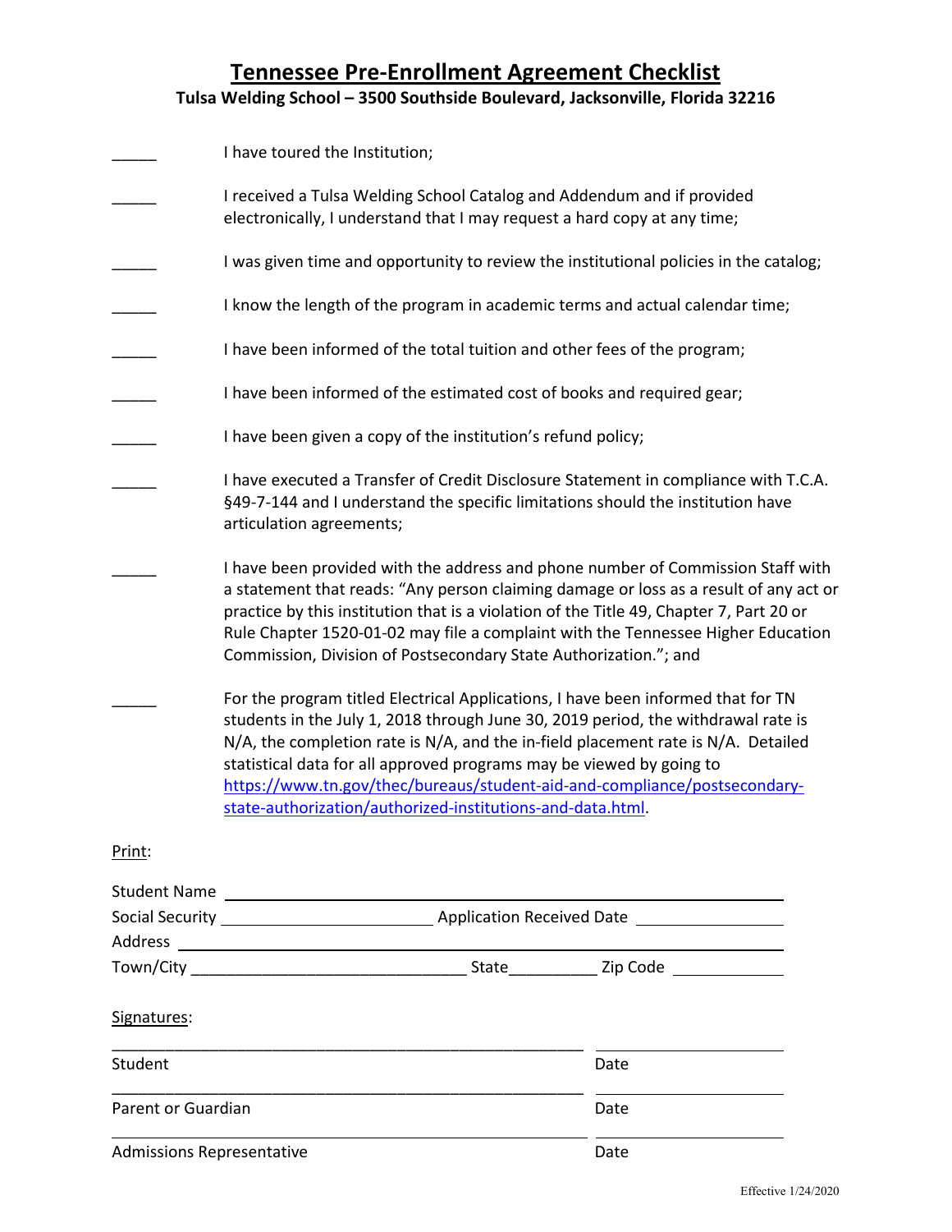# Tennessee Pre-Enrollment Agreement Checklist

**Tulsa Welding School – 3500 Southside Boulevard, Jacksonville, Florida 32216**

_____ I have toured the Institution;

_____ I received a Tulsa Welding School Catalog and Addendum and if provided electronically, I understand that I may request a hard copy at any time;

_____ I was given time and opportunity to review the institutional policies in the catalog;

_____ I know the length of the program in academic terms and actual calendar time;

_____ I have been informed of the total tuition and other fees of the program;

_____ I have been informed of the estimated cost of books and required gear;

_____ I have been given a copy of the institution's refund policy;

_____ I have executed a Transfer of Credit Disclosure Statement in compliance with T.C.A. §49-7-144 and I understand the specific limitations should the institution have articulation agreements;

_____ I have been provided with the address and phone number of Commission Staff with a statement that reads: "Any person claiming damage or loss as a result of any act or practice by this institution that is a violation of the Title 49, Chapter 7, Part 20 or Rule Chapter 1520-01-02 may file a complaint with the Tennessee Higher Education Commission, Division of Postsecondary State Authorization."; and

_____ For the program titled Electrical Applications, I have been informed that for TN students in the July 1, 2018 through June 30, 2019 period, the withdrawal rate is N/A, the completion rate is N/A, and the in-field placement rate is N/A. Detailed statistical data for all approved programs may be viewed by going to [https://www.tn.gov/thec/bureaus/student-aid-and-compliance/postsecondary-state-authorization/authorized-institutions-and-data.html](https://www.tn.gov/thec/bureaus/student-aid-and-compliance/postsecondary-state-authorization/authorized-institutions-and-data.html).

Print:

Student Name ______________________________________________

Social Security ______________________ Application Received Date ______________

Address ______________________________________________

Town/City ______________________________ State__________ Zip Code ____________

Signatures:

______________________________________________ ____________________
Student Date

______________________________________________ ____________________
Parent or Guardian Date

______________________________________________ ____________________
Admissions Representative Date

Effective 1/24/2020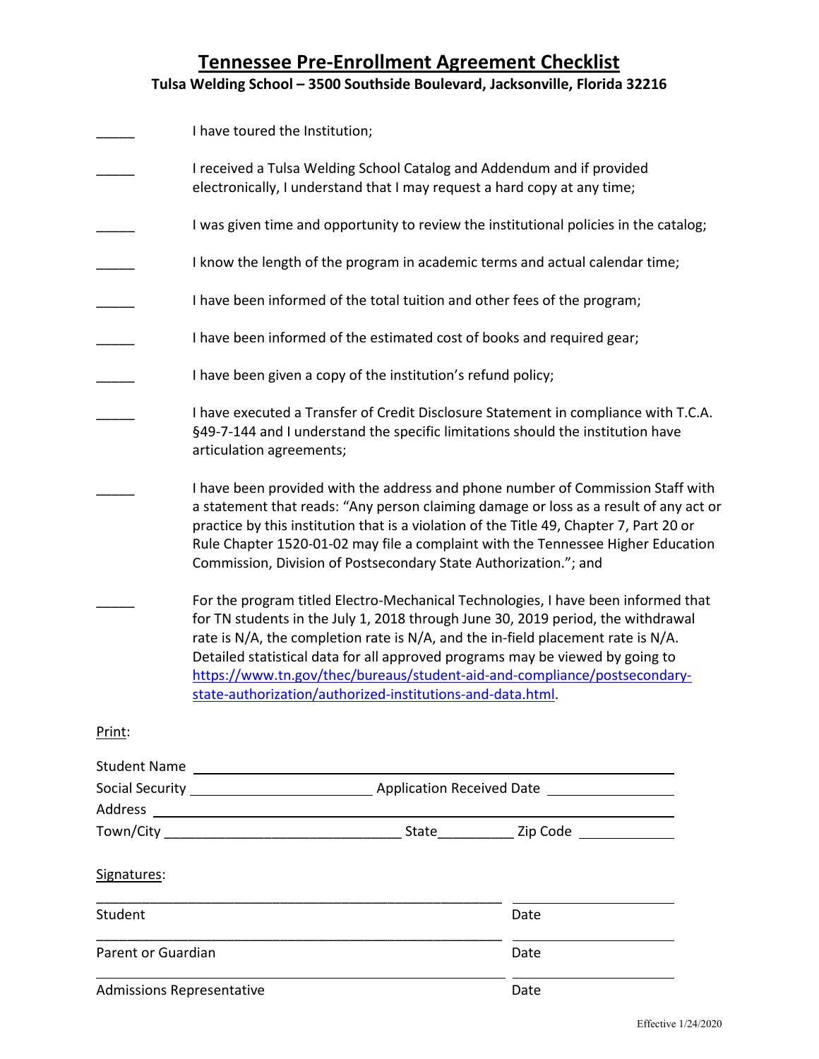# Tennessee Pre-Enrollment Agreement Checklist

**Tulsa Welding School – 3500 Southside Boulevard, Jacksonville, Florida 32216**

_____ I have toured the Institution;

_____ I received a Tulsa Welding School Catalog and Addendum and if provided electronically, I understand that I may request a hard copy at any time;

_____ I was given time and opportunity to review the institutional policies in the catalog;

_____ I know the length of the program in academic terms and actual calendar time;

_____ I have been informed of the total tuition and other fees of the program;

_____ I have been informed of the estimated cost of books and required gear;

_____ I have been given a copy of the institution's refund policy;

_____ I have executed a Transfer of Credit Disclosure Statement in compliance with T.C.A. §49-7-144 and I understand the specific limitations should the institution have articulation agreements;

_____ I have been provided with the address and phone number of Commission Staff with a statement that reads: "Any person claiming damage or loss as a result of any act or practice by this institution that is a violation of the Title 49, Chapter 7, Part 20 or Rule Chapter 1520-01-02 may file a complaint with the Tennessee Higher Education Commission, Division of Postsecondary State Authorization."; and

_____ For the program titled Electro-Mechanical Technologies, I have been informed that for TN students in the July 1, 2018 through June 30, 2019 period, the withdrawal rate is N/A, the completion rate is N/A, and the in-field placement rate is N/A. Detailed statistical data for all approved programs may be viewed by going to https://www.tn.gov/thec/bureaus/student-aid-and-compliance/postsecondary-state-authorization/authorized-institutions-and-data.html.

Print:

Student Name ________________________________________________

Social Security ____________________ Application Received Date ______________

Address ________________________________________________

Town/City ____________________________ State__________ Zip Code ____________

Signatures:

______________________________________________ ____________________

Student Date

______________________________________________ ____________________

Parent or Guardian Date

______________________________________________ ____________________

Admissions Representative Date

Effective 1/24/2020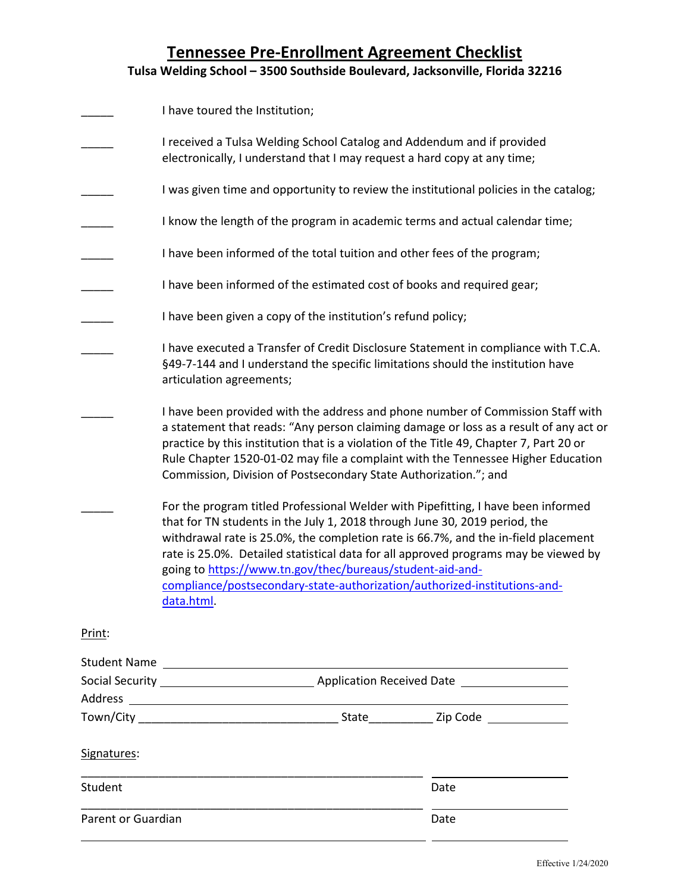# Tennessee Pre-Enrollment Agreement Checklist

**Tulsa Welding School – 3500 Southside Boulevard, Jacksonville, Florida 32216**

_____ I have toured the Institution;

_____ I received a Tulsa Welding School Catalog and Addendum and if provided electronically, I understand that I may request a hard copy at any time;

_____ I was given time and opportunity to review the institutional policies in the catalog;

_____ I know the length of the program in academic terms and actual calendar time;

_____ I have been informed of the total tuition and other fees of the program;

_____ I have been informed of the estimated cost of books and required gear;

_____ I have been given a copy of the institution's refund policy;

_____ I have executed a Transfer of Credit Disclosure Statement in compliance with T.C.A. §49-7-144 and I understand the specific limitations should the institution have articulation agreements;

_____ I have been provided with the address and phone number of Commission Staff with a statement that reads: "Any person claiming damage or loss as a result of any act or practice by this institution that is a violation of the Title 49, Chapter 7, Part 20 or Rule Chapter 1520-01-02 may file a complaint with the Tennessee Higher Education Commission, Division of Postsecondary State Authorization."; and

_____ For the program titled Professional Welder with Pipefitting, I have been informed that for TN students in the July 1, 2018 through June 30, 2019 period, the withdrawal rate is 25.0%, the completion rate is 66.7%, and the in-field placement rate is 25.0%. Detailed statistical data for all approved programs may be viewed by going to https://www.tn.gov/thec/bureaus/student-aid-and-compliance/postsecondary-state-authorization/authorized-institutions-and-data.html.

Print:

Student Name ______________________________

Social Security ______________________ Application Received Date ______________

Address ______________________________

Town/City ____________________________ State__________ Zip Code ____________

Signatures:

______________________________________________ ____________________

Student Date

______________________________________________ ____________________

Parent or Guardian Date

______________________________________________ ____________________

Effective 1/24/2020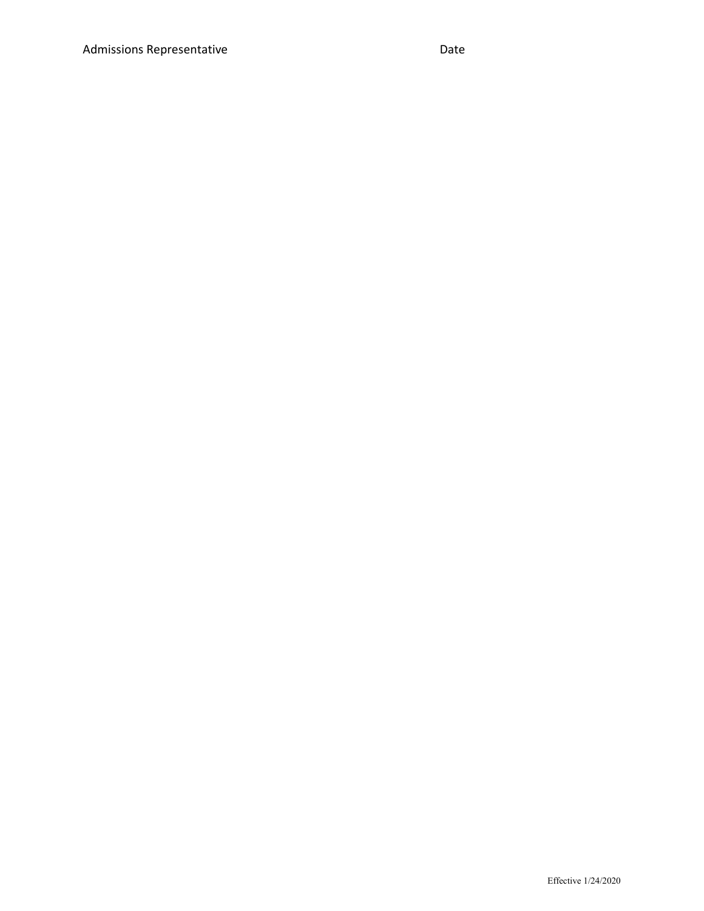Admissions Representative Date

Effective 1/24/2020